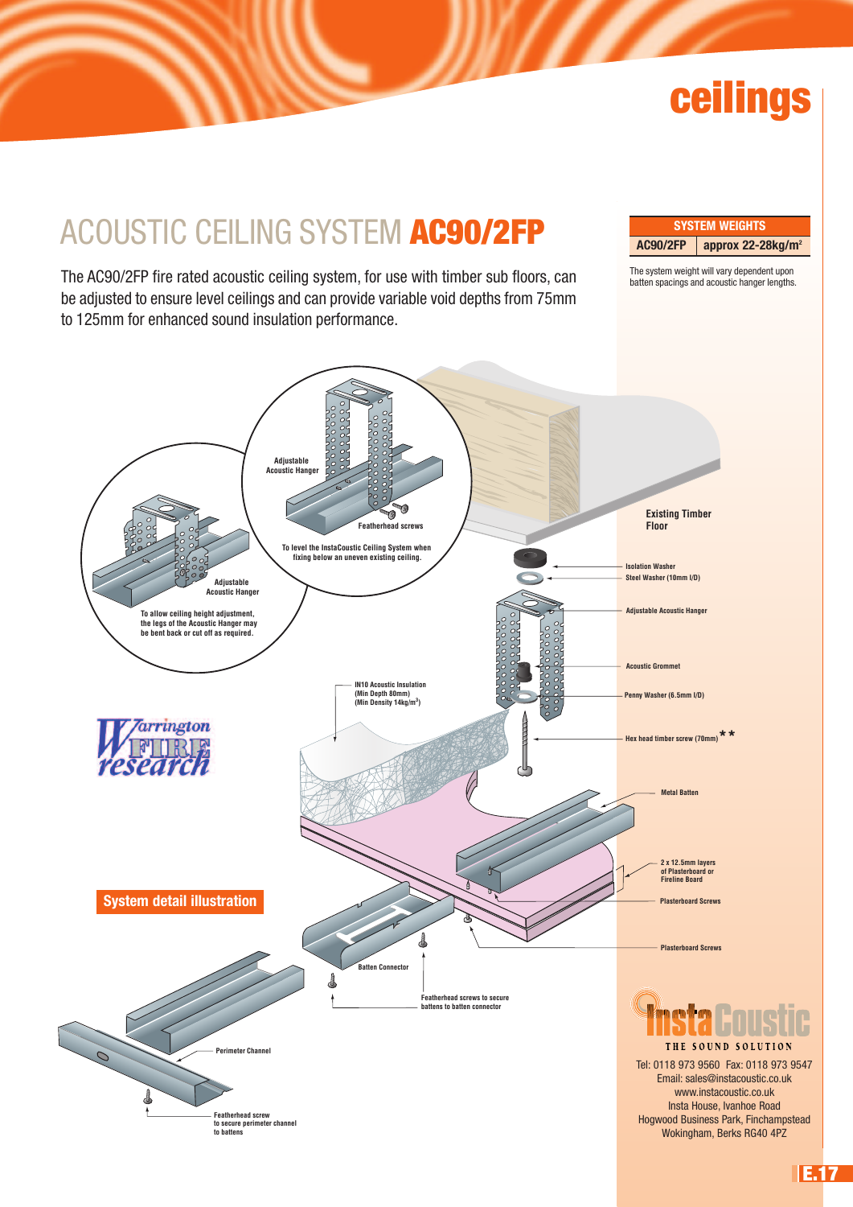# ceilings

## ACOUSTIC CEILING SYSTEM **AC90/2FP**

The AC90/2FP fire rated acoustic ceiling system, for use with timber sub floors, can be adjusted to ensure level ceilings and can provide variable void depths from 75mm to 125mm for enhanced sound insulation performance.

| SYSTEM WEIGHTS | |
|---|---|
| AC90/2FP | approx 22-28kg/m² |

The system weight will vary dependent upon batten spacings and acoustic hanger lengths.

Adjustable Acoustic Hanger

Featherhead screws

To level the InstaCoustic Ceiling System when fixing below an uneven existing ceiling.

Adjustable Acoustic Hanger

To allow ceiling height adjustment, the legs of the Acoustic Hanger may be bent back or cut off as required.

Existing Timber Floor

Isolation Washer

Steel Washer (10mm I/D)

Adjustable Acoustic Hanger

Acoustic Grommet

Penny Washer (6.5mm I/D)

Hex head timber screw (70mm) **

IN10 Acoustic Insulation (Min Depth 80mm) (Min Density 14kg/m³)

Warrington FIRE research

Metal Batten

2 x 12.5mm layers of Plasterboard or Fireline Board

Plasterboard Screws

Plasterboard Screws

**System detail illustration**

Batten Connector

Featherhead screws to secure battens to batten connector

Perimeter Channel

Featherhead screw to secure perimeter channel to battens

InstaCoustic
THE SOUND SOLUTION

Tel: 0118 973 9560 Fax: 0118 973 9547
Email: sales@instacoustic.co.uk
www.instacoustic.co.uk
Insta House, Ivanhoe Road
Hogwood Business Park, Finchampstead
Wokingham, Berks RG40 4PZ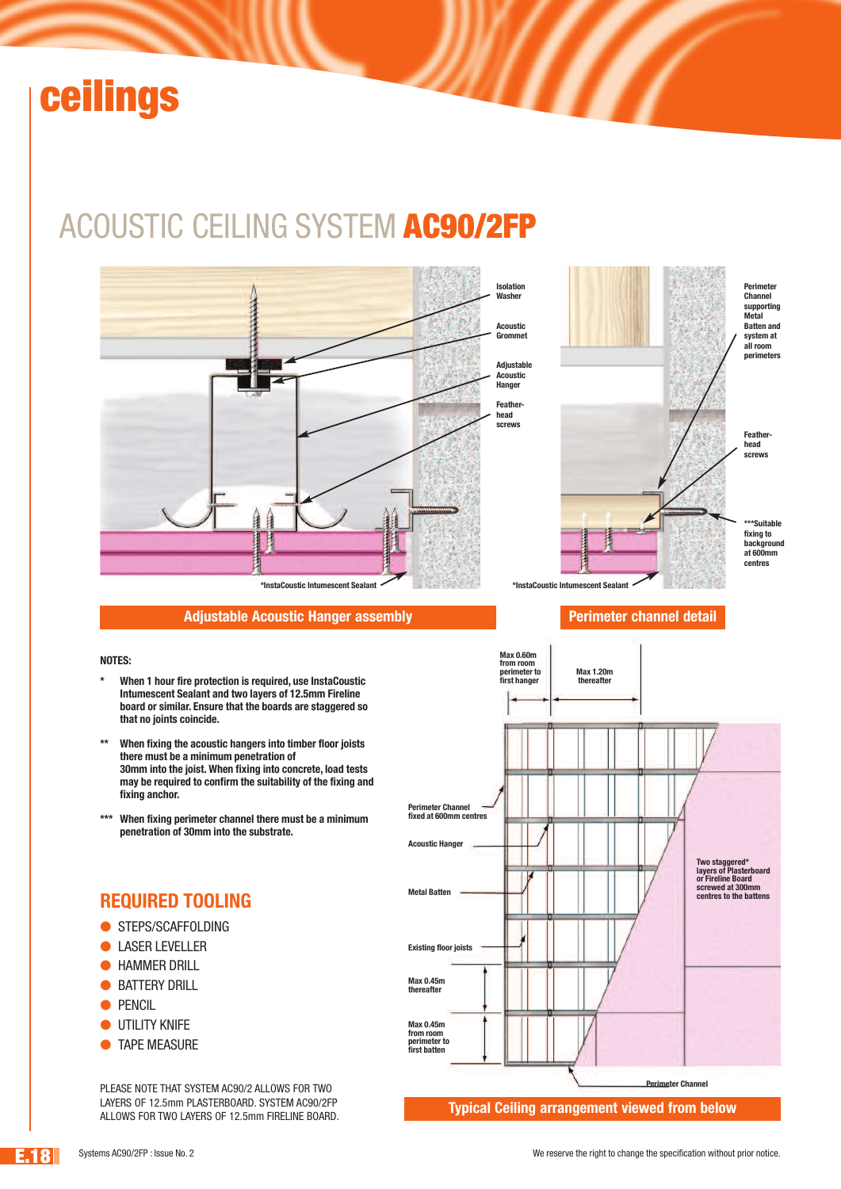# ceilings

## ACOUSTIC CEILING SYSTEM **AC90/2FP**

Isolation Washer

Acoustic Grommet

Adjustable Acoustic Hanger

Feather-head screws

*InstaCoustic Intumescent Sealant

**Adjustable Acoustic Hanger assembly**

Perimeter Channel supporting Metal Batten and system at all room perimeters

Feather-head screws

***Suitable fixing to background at 600mm centres

*InstaCoustic Intumescent Sealant

**Perimeter channel detail**

NOTES:

- \* When 1 hour fire protection is required, use InstaCoustic Intumescent Sealant and two layers of 12.5mm Fireline board or similar. Ensure that the boards are staggered so that no joints coincide.
- \*\* When fixing the acoustic hangers into timber floor joists there must be a minimum penetration of 30mm into the joist. When fixing into concrete, load tests may be required to confirm the suitability of the fixing and fixing anchor.
- \*\*\* When fixing perimeter channel there must be a minimum penetration of 30mm into the substrate.

## REQUIRED TOOLING

- STEPS/SCAFFOLDING
- LASER LEVELLER
- HAMMER DRILL
- BATTERY DRILL
- PENCIL
- UTILITY KNIFE
- TAPE MEASURE

PLEASE NOTE THAT SYSTEM AC90/2 ALLOWS FOR TWO LAYERS OF 12.5mm PLASTERBOARD. SYSTEM AC90/2FP ALLOWS FOR TWO LAYERS OF 12.5mm FIRELINE BOARD.

Max 0.60m from room perimeter to first hanger

Max 1.20m thereafter

Perimeter Channel fixed at 600mm centres

Acoustic Hanger

Metal Batten

Existing floor joists

Max 0.45m thereafter

Max 0.45m from room perimeter to first batten

Two staggered* layers of Plasterboard or Fireline Board screwed at 300mm centres to the battens

Perimeter Channel

**Typical Ceiling arrangement viewed from below**

Systems AC90/2FP : Issue No. 2

We reserve the right to change the specification without prior notice.